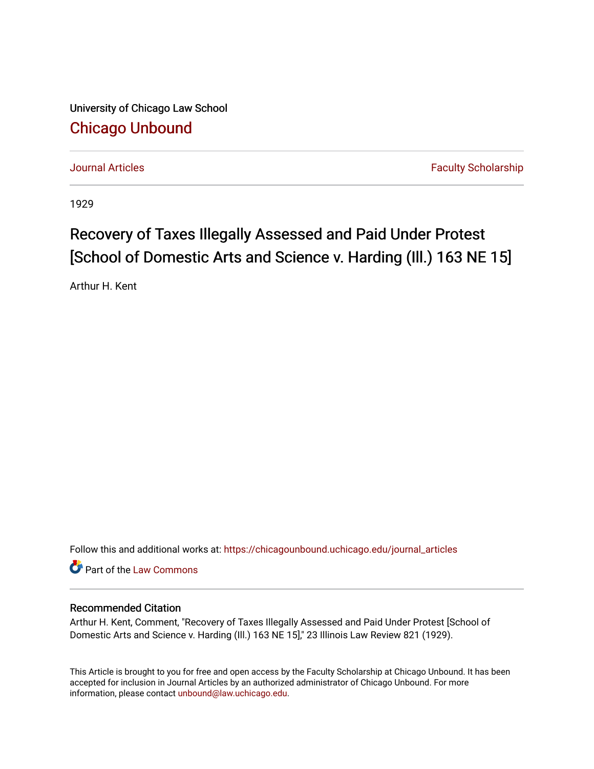University of Chicago Law School

## Chicago Unbound

Journal Articles | Faculty Scholarship

1929

# Recovery of Taxes Illegally Assessed and Paid Under Protest [School of Domestic Arts and Science v. Harding (Ill.) 163 NE 15]

Arthur H. Kent

Follow this and additional works at: https://chicagounbound.uchicago.edu/journal_articles

Part of the Law Commons

### Recommended Citation

Arthur H. Kent, Comment, "Recovery of Taxes Illegally Assessed and Paid Under Protest [School of Domestic Arts and Science v. Harding (Ill.) 163 NE 15]," 23 Illinois Law Review 821 (1929).

This Article is brought to you for free and open access by the Faculty Scholarship at Chicago Unbound. It has been accepted for inclusion in Journal Articles by an authorized administrator of Chicago Unbound. For more information, please contact unbound@law.uchicago.edu.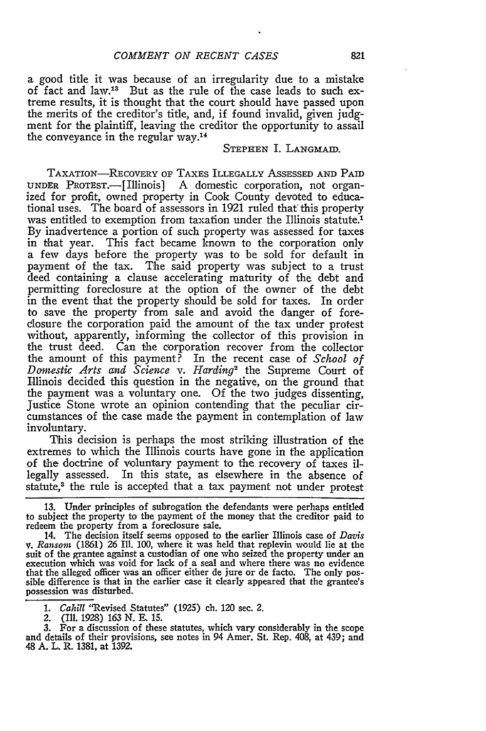a good title it was because of an irregularity due to a mistake of fact and law.[13] But as the rule of the case leads to such extreme results, it is thought that the court should have passed upon the merits of the creditor's title, and, if found invalid, given judgment for the plaintiff, leaving the creditor the opportunity to assail the conveyance in the regular way.[14]

STEPHEN I. LANGMAID.

TAXATION—RECOVERY OF TAXES ILLEGALLY ASSESSED AND PAID UNDER PROTEST.—[Illinois] A domestic corporation, not organized for profit, owned property in Cook County devoted to educational uses. The board of assessors in 1921 ruled that this property was entitled to exemption from taxation under the Illinois statute.[1] By inadvertence a portion of such property was assessed for taxes in that year. This fact became known to the corporation only a few days before the property was to be sold for default in payment of the tax. The said property was subject to a trust deed containing a clause accelerating maturity of the debt and permitting foreclosure at the option of the owner of the debt in the event that the property should be sold for taxes. In order to save the property from sale and avoid the danger of foreclosure the corporation paid the amount of the tax under protest without, apparently, informing the collector of this provision in the trust deed. Can the corporation recover from the collector the amount of this payment? In the recent case of *School of Domestic Arts and Science* v. *Harding*[2] the Supreme Court of Illinois decided this question in the negative, on the ground that the payment was a voluntary one. Of the two judges dissenting, Justice Stone wrote an opinion contending that the peculiar circumstances of the case made the payment in contemplation of law involuntary.

This decision is perhaps the most striking illustration of the extremes to which the Illinois courts have gone in the application of the doctrine of voluntary payment to the recovery of taxes illegally assessed. In this state, as elsewhere in the absence of statute,[3] the rule is accepted that a tax payment not under protest

---

13. Under principles of subrogation the defendants were perhaps entitled to subject the property to the payment of the money that the creditor paid to redeem the property from a foreclosure sale.

14. The decision itself seems opposed to the earlier Illinois case of *Davis* v. *Ransom* (1861) 26 Ill. 100, where it was held that replevin would lie at the suit of the grantee against a custodian of one who seized the property under an execution which was void for lack of a seal and where there was no evidence that the alleged officer was an officer either de jure or de facto. The only possible difference is that in the earlier case it clearly appeared that the grantee's possession was disturbed.

---

1. *Cahill* "Revised Statutes" (1925) ch. 120 sec. 2.

2. (Ill. 1928) 163 N. E. 15.

3. For a discussion of these statutes, which vary considerably in the scope and details of their provisions, see notes in 94 Amer. St. Rep. 408, at 439; and 48 A. L. R. 1381, at 1392.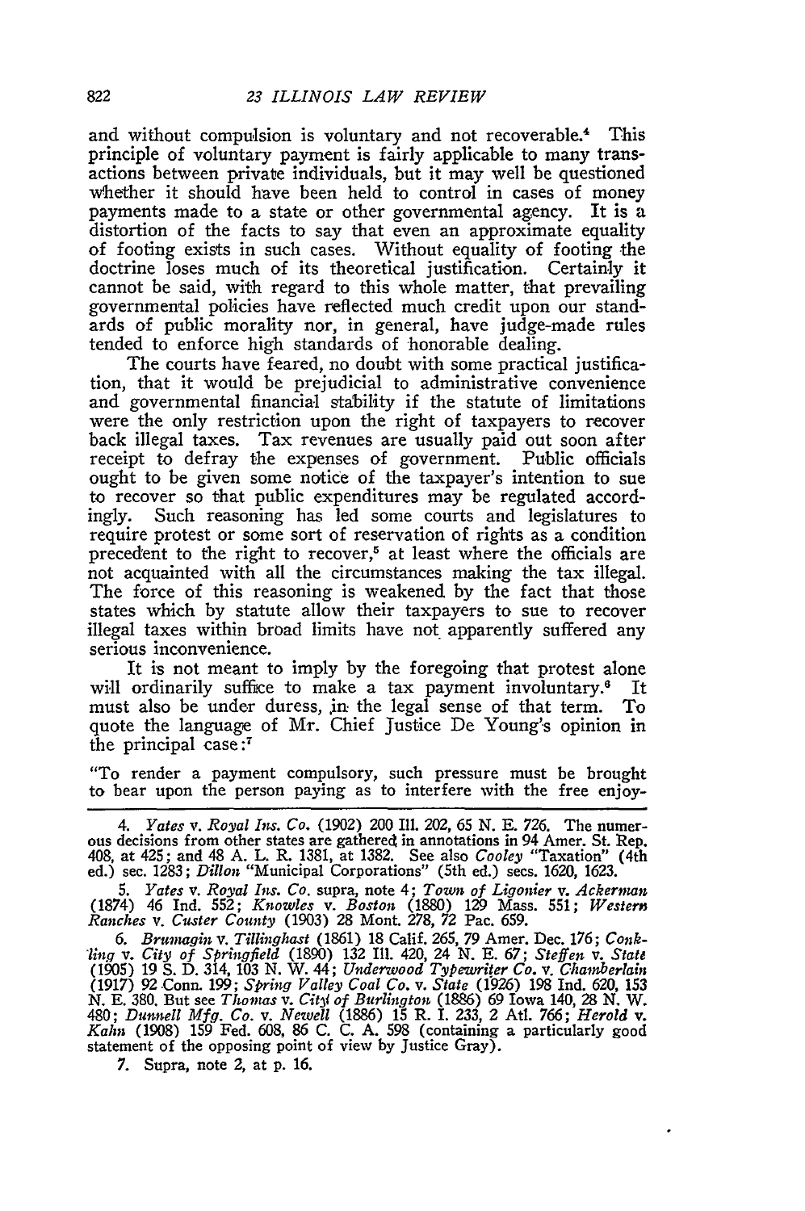and without compulsion is voluntary and not recoverable.[4] This principle of voluntary payment is fairly applicable to many transactions between private individuals, but it may well be questioned whether it should have been held to control in cases of money payments made to a state or other governmental agency. It is a distortion of the facts to say that even an approximate equality of footing exists in such cases. Without equality of footing the doctrine loses much of its theoretical justification. Certainly it cannot be said, with regard to this whole matter, that prevailing governmental policies have reflected much credit upon our standards of public morality nor, in general, have judge-made rules tended to enforce high standards of honorable dealing.

The courts have feared, no doubt with some practical justification, that it would be prejudicial to administrative convenience and governmental financial stability if the statute of limitations were the only restriction upon the right of taxpayers to recover back illegal taxes. Tax revenues are usually paid out soon after receipt to defray the expenses of government. Public officials ought to be given some notice of the taxpayer's intention to sue to recover so that public expenditures may be regulated accordingly. Such reasoning has led some courts and legislatures to require protest or some sort of reservation of rights as a condition precedent to the right to recover,[5] at least where the officials are not acquainted with all the circumstances making the tax illegal. The force of this reasoning is weakened by the fact that those states which by statute allow their taxpayers to sue to recover illegal taxes within broad limits have not apparently suffered any serious inconvenience.

It is not meant to imply by the foregoing that protest alone will ordinarily suffice to make a tax payment involuntary.[6] It must also be under duress, in the legal sense of that term. To quote the language of Mr. Chief Justice De Young's opinion in the principal case:[7]

"To render a payment compulsory, such pressure must be brought to bear upon the person paying as to interfere with the free enjoy-

---

4. *Yates* v. *Royal Ins. Co.* (1902) 200 Ill. 202, 65 N. E. 726. The numerous decisions from other states are gathered in annotations in 94 Amer. St. Rep. 408, at 425; and 48 A. L. R. 1381, at 1382. See also *Cooley* "Taxation" (4th ed.) sec. 1283; *Dillon* "Municipal Corporations" (5th ed.) secs. 1620, 1623.

5. *Yates* v. *Royal Ins. Co.* supra, note 4; *Town of Ligonier* v. *Ackerman* (1874) 46 Ind. 552; *Knowles* v. *Boston* (1880) 129 Mass. 551; *Western Ranches* v. *Custer County* (1903) 28 Mont. 278, 72 Pac. 659.

6. *Brumagin* v. *Tillinghast* (1861) 18 Calif. 265, 79 Amer. Dec. 176; *Conkling* v. *City of Springfield* (1890) 132 Ill. 420, 24 N. E. 67; *Steffen* v. *State* (1905) 19 S. D. 314, 103 N. W. 44; *Underwood Typewriter Co.* v. *Chamberlain* (1917) 92 Conn. 199; *Spring Valley Coal Co.* v. *State* (1926) 198 Ind. 620, 153 N. E. 380. But see *Thomas* v. *City of Burlington* (1886) 69 Iowa 140, 28 N. W. 480; *Dunnell Mfg. Co.* v. *Newell* (1886) 15 R. I. 233, 2 Atl. 766; *Herold* v. *Kahn* (1908) 159 Fed. 608, 86 C. C. A. 598 (containing a particularly good statement of the opposing point of view by Justice Gray).

7. Supra, note 2, at p. 16.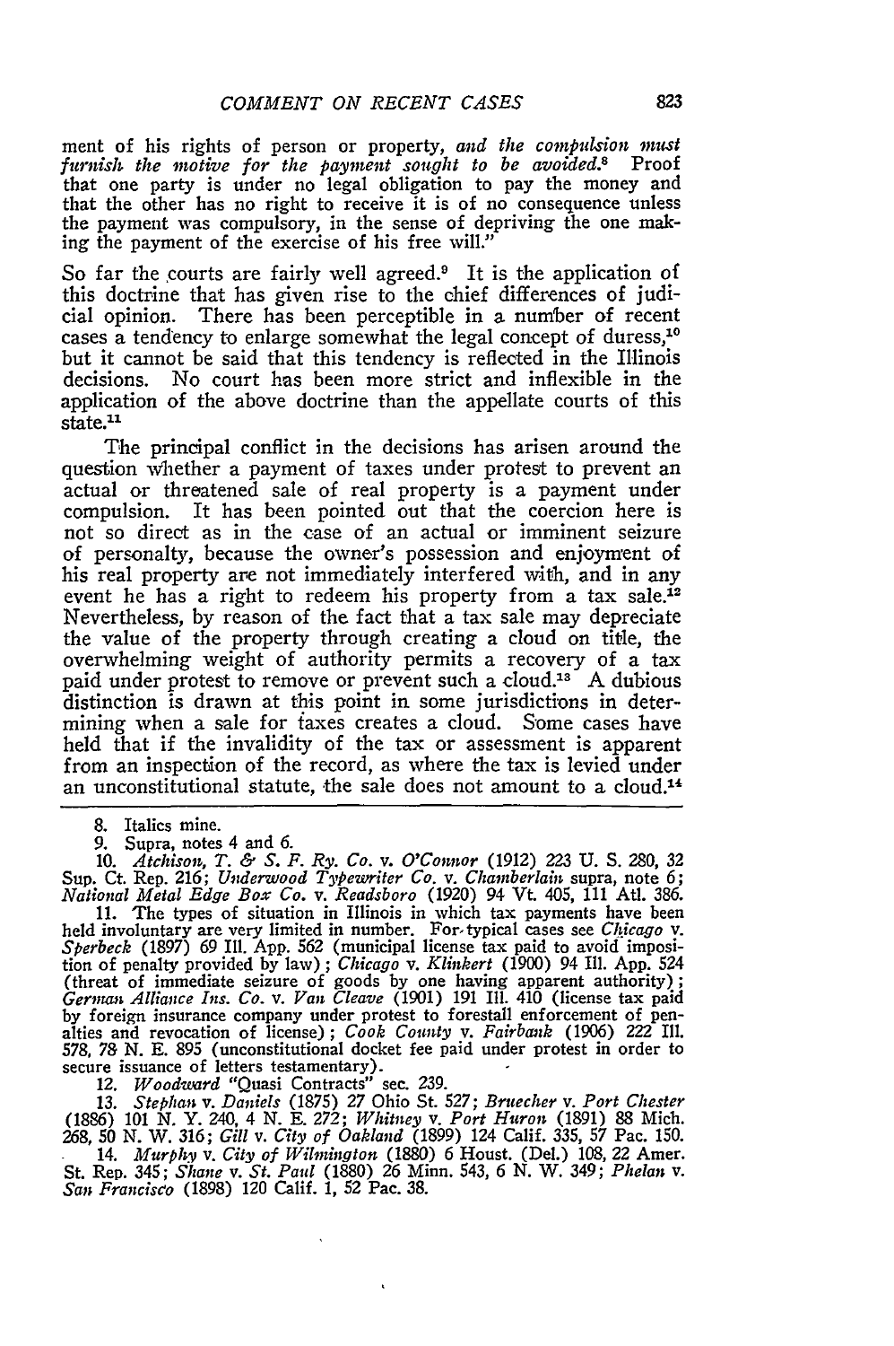ment of his rights of person or property, *and the compulsion must furnish the motive for the payment sought to be avoided.*[8] Proof that one party is under no legal obligation to pay the money and that the other has no right to receive it is of no consequence unless the payment was compulsory, in the sense of depriving the one making the payment of the exercise of his free will."

So far the courts are fairly well agreed.[9] It is the application of this doctrine that has given rise to the chief differences of judicial opinion. There has been perceptible in a number of recent cases a tendency to enlarge somewhat the legal concept of duress,[10] but it cannot be said that this tendency is reflected in the Illinois decisions. No court has been more strict and inflexible in the application of the above doctrine than the appellate courts of this state.[11]

The principal conflict in the decisions has arisen around the question whether a payment of taxes under protest to prevent an actual or threatened sale of real property is a payment under compulsion. It has been pointed out that the coercion here is not so direct as in the case of an actual or imminent seizure of personalty, because the owner's possession and enjoyment of his real property are not immediately interfered with, and in any event he has a right to redeem his property from a tax sale.[12] Nevertheless, by reason of the fact that a tax sale may depreciate the value of the property through creating a cloud on title, the overwhelming weight of authority permits a recovery of a tax paid under protest to remove or prevent such a cloud.[13] A dubious distinction is drawn at this point in some jurisdictions in determining when a sale for taxes creates a cloud. Some cases have held that if the invalidity of the tax or assessment is apparent from an inspection of the record, as where the tax is levied under an unconstitutional statute, the sale does not amount to a cloud.[14]

---

8. Italics mine.

9. Supra, notes 4 and 6.

10. *Atchison, T. & S. F. Ry. Co.* v. *O'Connor* (1912) 223 U. S. 280, 32 Sup. Ct. Rep. 216; *Underwood Typewriter Co.* v. *Chamberlain* supra, note 6; *National Metal Edge Box Co.* v. *Readsboro* (1920) 94 Vt. 405, 111 Atl. 386.

11. The types of situation in Illinois in which tax payments have been held involuntary are very limited in number. For typical cases see *Chicago* v. *Sperbeck* (1897) 69 Ill. App. 562 (municipal license tax paid to avoid imposition of penalty provided by law); *Chicago* v. *Klinkert* (1900) 94 Ill. App. 524 (threat of immediate seizure of goods by one having apparent authority); *German Alliance Ins. Co.* v. *Van Cleave* (1901) 191 Ill. 410 (license tax paid by foreign insurance company under protest to forestall enforcement of penalties and revocation of license); *Cook County* v. *Fairbank* (1906) 222 Ill. 578, 78 N. E. 895 (unconstitutional docket fee paid under protest in order to secure issuance of letters testamentary).

12. *Woodward* "Quasi Contracts" sec. 239.

13. *Stephan* v. *Daniels* (1875) 27 Ohio St. 527; *Bruecher* v. *Port Chester* (1886) 101 N. Y. 240, 4 N. E. 272; *Whitney* v. *Port Huron* (1891) 88 Mich. 268, 50 N. W. 316; *Gill* v. *City of Oakland* (1899) 124 Calif. 335, 57 Pac. 150.

14. *Murphy* v. *City of Wilmington* (1880) 6 Houst. (Del.) 108, 22 Amer. St. Rep. 345; *Shane* v. *St. Paul* (1880) 26 Minn. 543, 6 N. W. 349; *Phelan* v. *San Francisco* (1898) 120 Calif. 1, 52 Pac. 38.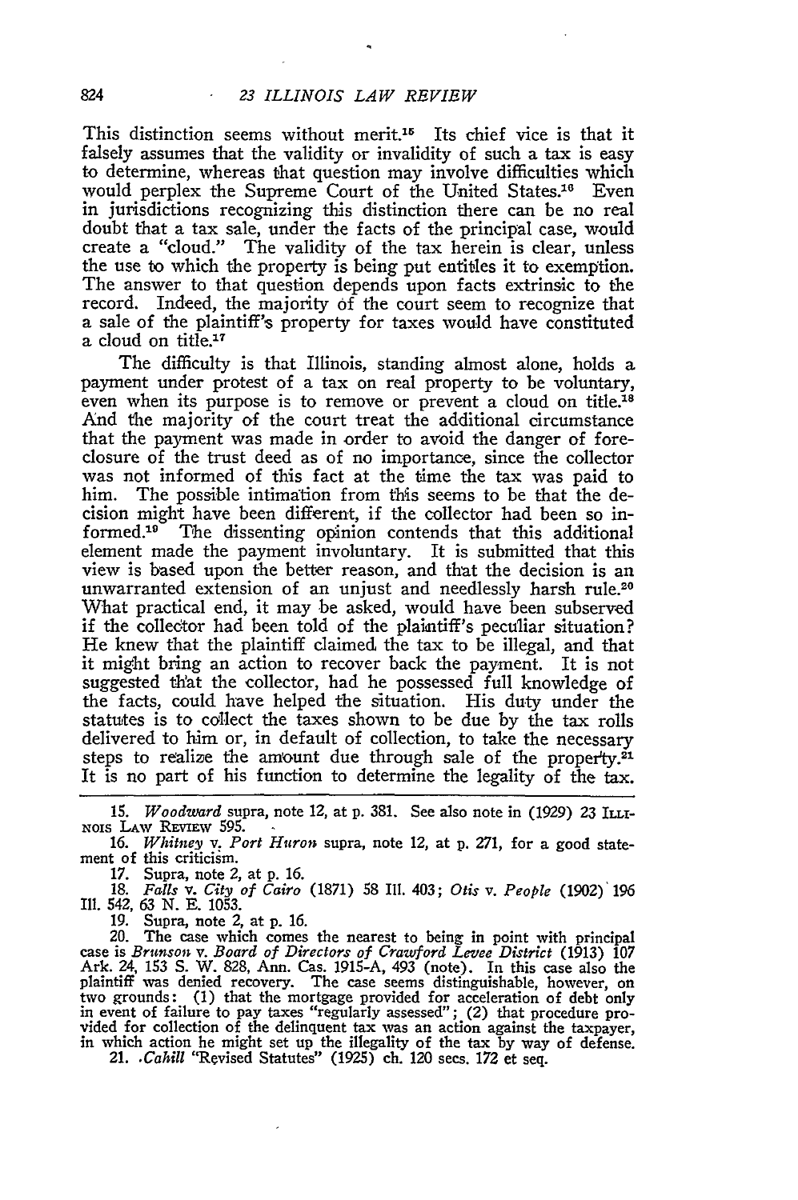This distinction seems without merit.[15] Its chief vice is that it falsely assumes that the validity or invalidity of such a tax is easy to determine, whereas that question may involve difficulties which would perplex the Supreme Court of the United States.[16] Even in jurisdictions recognizing this distinction there can be no real doubt that a tax sale, under the facts of the principal case, would create a "cloud." The validity of the tax herein is clear, unless the use to which the property is being put entitles it to exemption. The answer to that question depends upon facts extrinsic to the record. Indeed, the majority of the court seem to recognize that a sale of the plaintiff's property for taxes would have constituted a cloud on title.[17]

The difficulty is that Illinois, standing almost alone, holds a payment under protest of a tax on real property to be voluntary, even when its purpose is to remove or prevent a cloud on title.[18] And the majority of the court treat the additional circumstance that the payment was made in order to avoid the danger of foreclosure of the trust deed as of no importance, since the collector was not informed of this fact at the time the tax was paid to him. The possible intimation from this seems to be that the decision might have been different, if the collector had been so informed.[19] The dissenting opinion contends that this additional element made the payment involuntary. It is submitted that this view is based upon the better reason, and that the decision is an unwarranted extension of an unjust and needlessly harsh rule.[20] What practical end, it may be asked, would have been subserved if the collector had been told of the plaintiff's peculiar situation? He knew that the plaintiff claimed the tax to be illegal, and that it might bring an action to recover back the payment. It is not suggested that the collector, had he possessed full knowledge of the facts, could have helped the situation. His duty under the statutes is to collect the taxes shown to be due by the tax rolls delivered to him or, in default of collection, to take the necessary steps to realize the amount due through sale of the property.[21] It is no part of his function to determine the legality of the tax.

---

15. *Woodward* supra, note 12, at p. 381. See also note in (1929) 23 Illinois Law Review 595.

16. *Whitney* v. *Port Huron* supra, note 12, at p. 271, for a good statement of this criticism.

17. Supra, note 2, at p. 16.

18. *Falls* v. *City of Cairo* (1871) 58 Ill. 403; *Otis* v. *People* (1902) 196 Ill. 542, 63 N. E. 1053.

19. Supra, note 2, at p. 16.

20. The case which comes the nearest to being in point with principal case is *Brunson* v. *Board of Directors of Crawford Levee District* (1913) 107 Ark. 24, 153 S. W. 828, Ann. Cas. 1915-A, 493 (note). In this case also the plaintiff was denied recovery. The case seems distinguishable, however, on two grounds: (1) that the mortgage provided for acceleration of debt only in event of failure to pay taxes "regularly assessed"; (2) that procedure provided for collection of the delinquent tax was an action against the taxpayer, in which action he might set up the illegality of the tax by way of defense.

21. *Cahill* "Revised Statutes" (1925) ch. 120 secs. 172 et seq.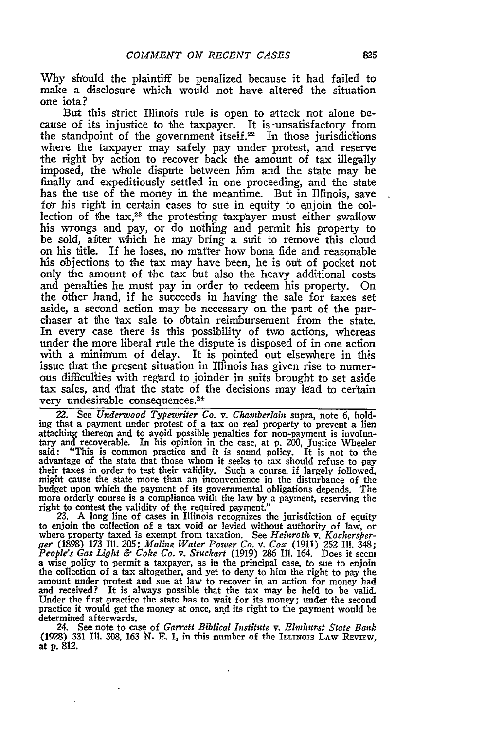Why should the plaintiff be penalized because it had failed to make a disclosure which would not have altered the situation one iota?

But this strict Illinois rule is open to attack not alone because of its injustice to the taxpayer. It is unsatisfactory from the standpoint of the government itself.[22] In those jurisdictions where the taxpayer may safely pay under protest, and reserve the right by action to recover back the amount of tax illegally imposed, the whole dispute between him and the state may be finally and expeditiously settled in one proceeding, and the state has the use of the money in the meantime. But in Illinois, save for his right in certain cases to sue in equity to enjoin the collection of the tax,[23] the protesting taxpayer must either swallow his wrongs and pay, or do nothing and permit his property to be sold, after which he may bring a suit to remove this cloud on his title. If he loses, no matter how bona fide and reasonable his objections to the tax may have been, he is out of pocket not only the amount of the tax but also the heavy additional costs and penalties he must pay in order to redeem his property. On the other hand, if he succeeds in having the sale for taxes set aside, a second action may be necessary on the part of the purchaser at the tax sale to obtain reimbursement from the state. In every case there is this possibility of two actions, whereas under the more liberal rule the dispute is disposed of in one action with a minimum of delay. It is pointed out elsewhere in this issue that the present situation in Illinois has given rise to numerous difficulties with regard to joinder in suits brought to set aside tax sales, and that the state of the decisions may lead to certain very undesirable consequences.[24]

---

22. See *Underwood Typewriter Co.* v. *Chamberlain* supra, note 6, holding that a payment under protest of a tax on real property to prevent a lien attaching thereon and to avoid possible penalties for non-payment is involuntary and recoverable. In his opinion in the case, at p. 200, Justice Wheeler said: "This is common practice and it is sound policy. It is not to the advantage of the state that those whom it seeks to tax should refuse to pay their taxes in order to test their validity. Such a course, if largely followed, might cause the state more than an inconvenience in the disturbance of the budget upon which the payment of its governmental obligations depends. The more orderly course is a compliance with the law by a payment, reserving the right to contest the validity of the required payment."

23. A long line of cases in Illinois recognizes the jurisdiction of equity to enjoin the collection of a tax void or levied without authority of law, or where property taxed is exempt from taxation. See *Heinroth* v. *Kochersperger* (1898) 173 Ill. 205; *Moline Water Power Co.* v. *Cox* (1911) 252 Ill. 348; *People's Gas Light & Coke Co.* v. *Stuckart* (1919) 286 Ill. 164. Does it seem a wise policy to permit a taxpayer, as in the principal case, to sue to enjoin the collection of a tax altogether, and yet to deny to him the right to pay the amount under protest and sue at law to recover in an action for money had and received? It is always possible that the tax may be held to be valid. Under the first practice the state has to wait for its money; under the second practice it would get the money at once, and its right to the payment would be determined afterwards.

24. See note to case of *Garrett Biblical Institute* v. *Elmhurst State Bank* (1928) 331 Ill. 308, 163 N. E. 1, in this number of the ILLINOIS LAW REVIEW, at p. 812.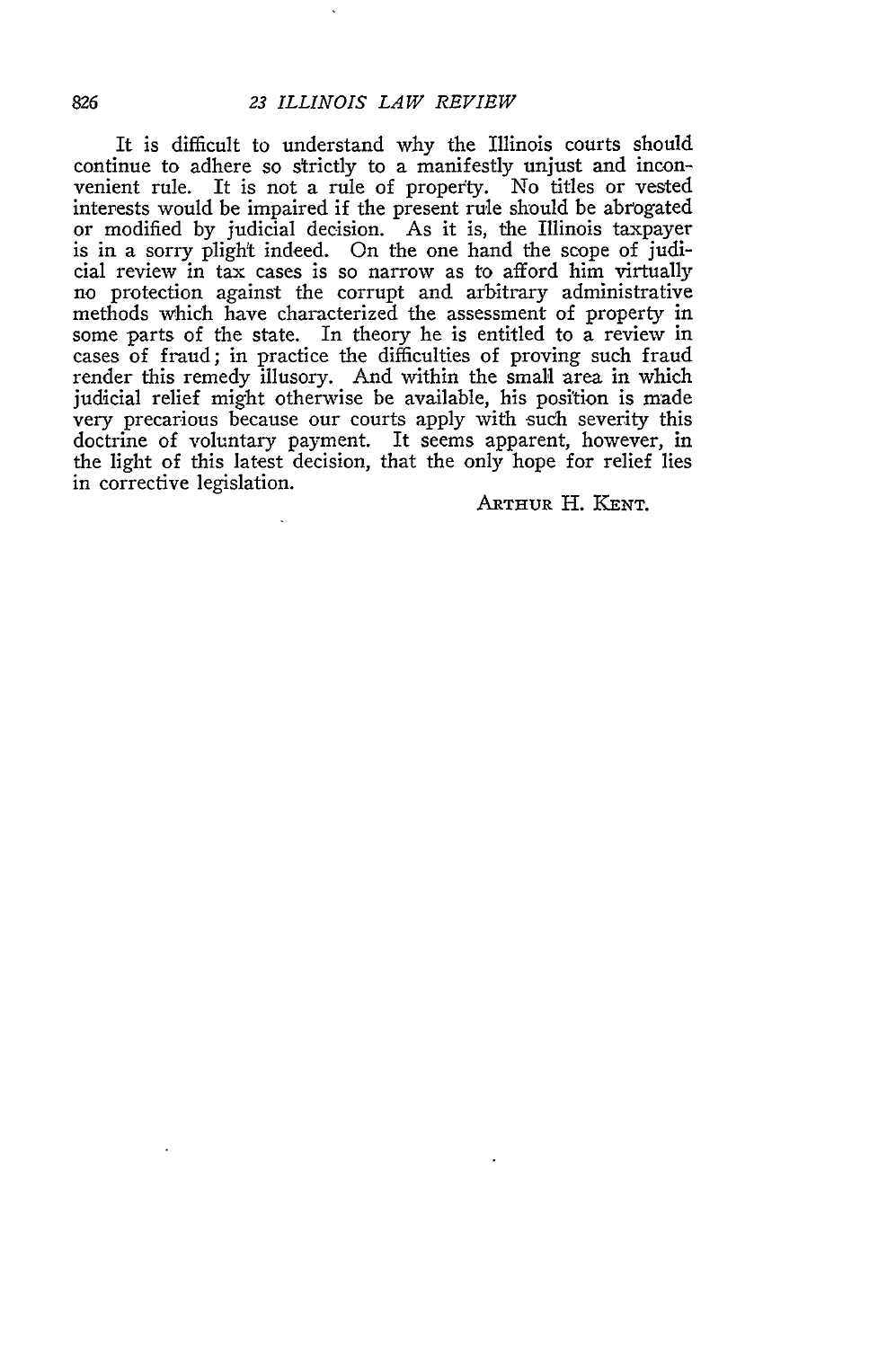It is difficult to understand why the Illinois courts should continue to adhere so strictly to a manifestly unjust and inconvenient rule. It is not a rule of property. No titles or vested interests would be impaired if the present rule should be abrogated or modified by judicial decision. As it is, the Illinois taxpayer is in a sorry plight indeed. On the one hand the scope of judicial review in tax cases is so narrow as to afford him virtually no protection against the corrupt and arbitrary administrative methods which have characterized the assessment of property in some parts of the state. In theory he is entitled to a review in cases of fraud; in practice the difficulties of proving such fraud render this remedy illusory. And within the small area in which judicial relief might otherwise be available, his position is made very precarious because our courts apply with such severity this doctrine of voluntary payment. It seems apparent, however, in the light of this latest decision, that the only hope for relief lies in corrective legislation.

ARTHUR H. KENT.